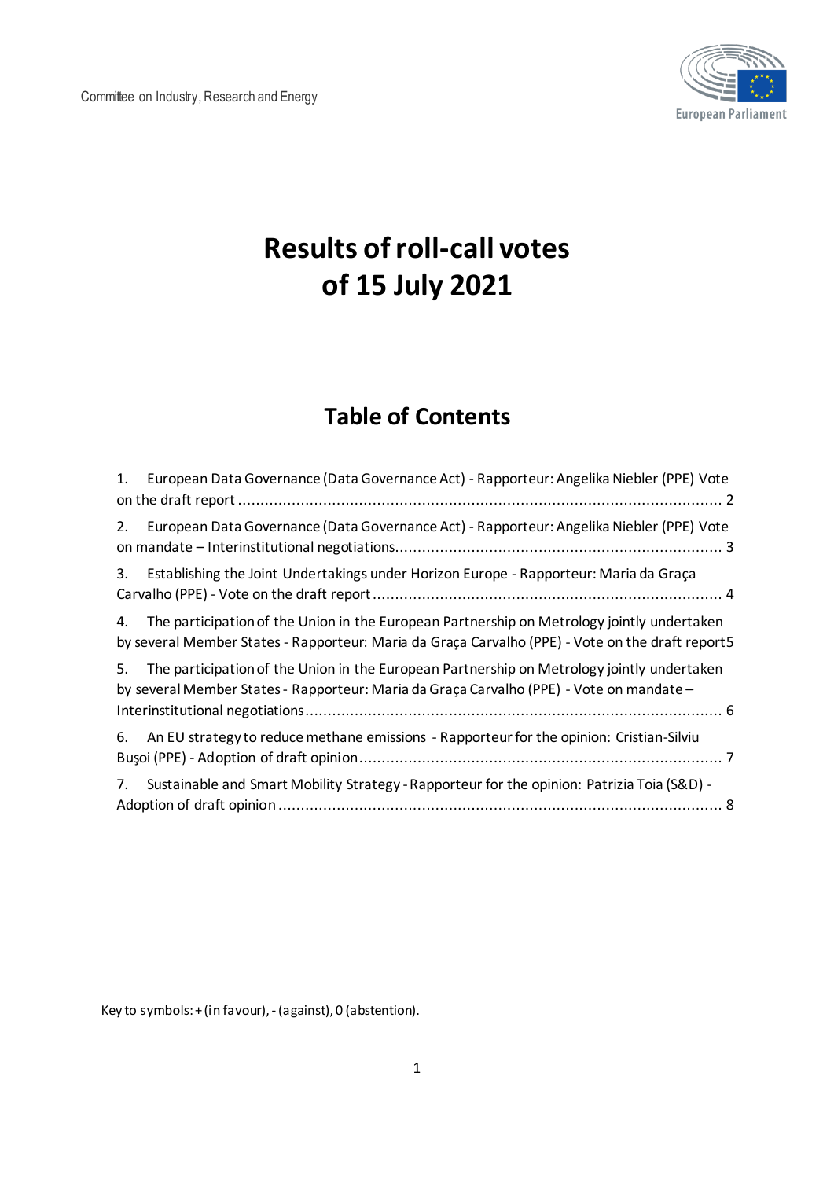Committee on Industry, Research and Energy

European Parliament

# Results of roll-call votes of 15 July 2021

## Table of Contents

1. European Data Governance (Data Governance Act) - Rapporteur: Angelika Niebler (PPE) Vote on the draft report ............................................................................................................ 2
2. European Data Governance (Data Governance Act) - Rapporteur: Angelika Niebler (PPE) Vote on mandate – Interinstitutional negotiations......................................................................... 3
3. Establishing the Joint Undertakings under Horizon Europe - Rapporteur: Maria da Graça Carvalho (PPE) - Vote on the draft report ............................................................................. 4
4. The participation of the Union in the European Partnership on Metrology jointly undertaken by several Member States - Rapporteur: Maria da Graça Carvalho (PPE) - Vote on the draft report5
5. The participation of the Union in the European Partnership on Metrology jointly undertaken by several Member States - Rapporteur: Maria da Graça Carvalho (PPE) - Vote on mandate – Interinstitutional negotiations............................................................................................ 6
6. An EU strategy to reduce methane emissions - Rapporteur for the opinion: Cristian-Silviu Bușoi (PPE) - Adoption of draft opinion................................................................................. 7
7. Sustainable and Smart Mobility Strategy - Rapporteur for the opinion: Patrizia Toia (S&D) - Adoption of draft opinion .................................................................................................. 8

Key to symbols: + (in favour), - (against), 0 (abstention).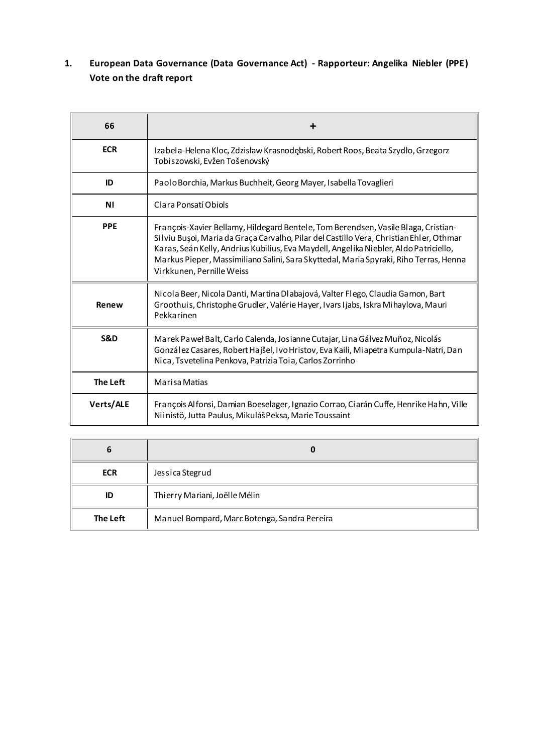**1. European Data Governance (Data Governance Act) - Rapporteur: Angelika Niebler (PPE) Vote on the draft report**

| 66 | + |
|---|---|
| ECR | Izabela-Helena Kloc, Zdzisław Krasnodębski, Robert Roos, Beata Szydło, Grzegorz Tobiszowski, Evžen Tošenovský |
| ID | Paolo Borchia, Markus Buchheit, Georg Mayer, Isabella Tovaglieri |
| NI | Clara Ponsatí Obiols |
| PPE | François-Xavier Bellamy, Hildegard Bentele, Tom Berendsen, Vasile Blaga, Cristian-Silviu Buşoi, Maria da Graça Carvalho, Pilar del Castillo Vera, Christian Ehler, Othmar Karas, Seán Kelly, Andrius Kubilius, Eva Maydell, Angelika Niebler, Aldo Patriciello, Markus Pieper, Massimiliano Salini, Sara Skyttedal, Maria Spyraki, Riho Terras, Henna Virkkunen, Pernille Weiss |
| Renew | Nicola Beer, Nicola Danti, Martina Dlabajová, Valter Flego, Claudia Gamon, Bart Groothuis, Christophe Grudler, Valérie Hayer, Ivars Ijabs, Iskra Mihaylova, Mauri Pekkarinen |
| S&D | Marek Paweł Balt, Carlo Calenda, Josianne Cutajar, Lina Gálvez Muñoz, Nicolás González Casares, Robert Hajšel, Ivo Hristov, Eva Kaili, Miapetra Kumpula-Natri, Dan Nica, Tsvetelina Penkova, Patrizia Toia, Carlos Zorrinho |
| The Left | Marisa Matias |
| Verts/ALE | François Alfonsi, Damian Boeselager, Ignazio Corrao, Ciarán Cuffe, Henrike Hahn, Ville Niinistö, Jutta Paulus, Mikuláš Peksa, Marie Toussaint |

| 6 | 0 |
|---|---|
| ECR | Jessica Stegrud |
| ID | Thierry Mariani, Joëlle Mélin |
| The Left | Manuel Bompard, Marc Botenga, Sandra Pereira |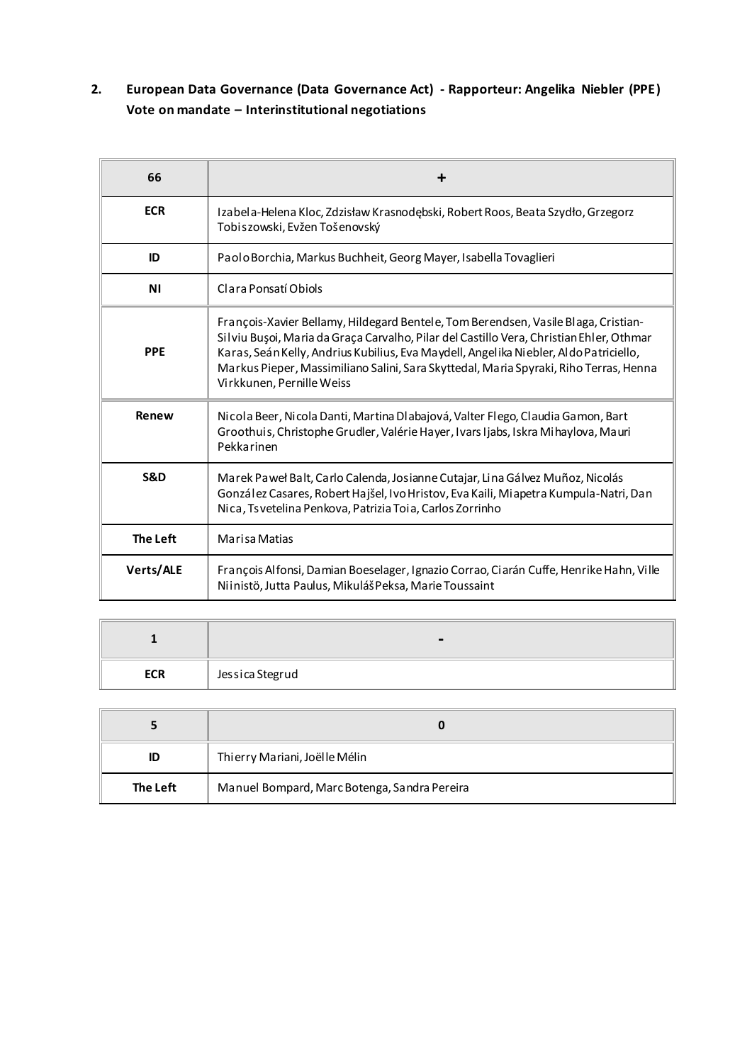**2. European Data Governance (Data Governance Act) - Rapporteur: Angelika Niebler (PPE) Vote on mandate – Interinstitutional negotiations**

| 66 | + |
|---|---|
| **ECR** | Izabela-Helena Kloc, Zdzisław Krasnodębski, Robert Roos, Beata Szydło, Grzegorz Tobiszowski, Evžen Tošenovský |
| **ID** | Paolo Borchia, Markus Buchheit, Georg Mayer, Isabella Tovaglieri |
| **NI** | Clara Ponsatí Obiols |
| **PPE** | François-Xavier Bellamy, Hildegard Bentele, Tom Berendsen, Vasile Blaga, Cristian-Silviu Buşoi, Maria da Graça Carvalho, Pilar del Castillo Vera, Christian Ehler, Othmar Karas, Seán Kelly, Andrius Kubilius, Eva Maydell, Angelika Niebler, Aldo Patriciello, Markus Pieper, Massimiliano Salini, Sara Skyttedal, Maria Spyraki, Riho Terras, Henna Virkkunen, Pernille Weiss |
| **Renew** | Nicola Beer, Nicola Danti, Martina Dlabajová, Valter Flego, Claudia Gamon, Bart Groothuis, Christophe Grudler, Valérie Hayer, Ivars Ijabs, Iskra Mihaylova, Mauri Pekkarinen |
| **S&D** | Marek Paweł Balt, Carlo Calenda, Josianne Cutajar, Lina Gálvez Muñoz, Nicolás González Casares, Robert Hajšel, Ivo Hristov, Eva Kaili, Miapetra Kumpula-Natri, Dan Nica, Tsvetelina Penkova, Patrizia Toia, Carlos Zorrinho |
| **The Left** | Marisa Matias |
| **Verts/ALE** | François Alfonsi, Damian Boeselager, Ignazio Corrao, Ciarán Cuffe, Henrike Hahn, Ville Niinistö, Jutta Paulus, Mikuláš Peksa, Marie Toussaint |

| 1 | - |
|---|---|
| **ECR** | Jessica Stegrud |

| 5 | 0 |
|---|---|
| **ID** | Thierry Mariani, Joëlle Mélin |
| **The Left** | Manuel Bompard, Marc Botenga, Sandra Pereira |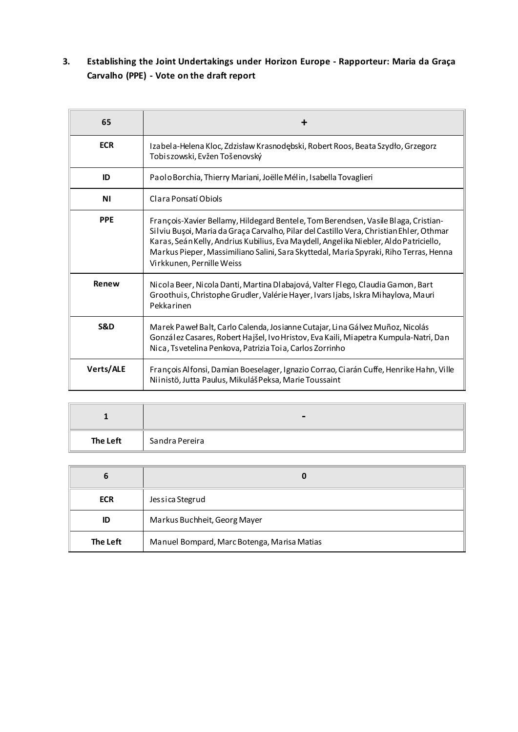### 3. Establishing the Joint Undertakings under Horizon Europe - Rapporteur: Maria da Graça Carvalho (PPE) - Vote on the draft report

| 65 | + |
|---|---|
| ECR | Izabela-Helena Kloc, Zdzisław Krasnodębski, Robert Roos, Beata Szydło, Grzegorz Tobiszowski, Evžen Tošenovský |
| ID | Paolo Borchia, Thierry Mariani, Joëlle Mélin, Isabella Tovaglieri |
| NI | Clara Ponsatí Obiols |
| PPE | François-Xavier Bellamy, Hildegard Bentele, Tom Berendsen, Vasile Blaga, Cristian-Silviu Buşoi, Maria da Graça Carvalho, Pilar del Castillo Vera, Christian Ehler, Othmar Karas, Seán Kelly, Andrius Kubilius, Eva Maydell, Angelika Niebler, Aldo Patriciello, Markus Pieper, Massimiliano Salini, Sara Skyttedal, Maria Spyraki, Riho Terras, Henna Virkkunen, Pernille Weiss |
| Renew | Nicola Beer, Nicola Danti, Martina Dlabajová, Valter Flego, Claudia Gamon, Bart Groothuis, Christophe Grudler, Valérie Hayer, Ivars Ijabs, Iskra Mihaylova, Mauri Pekkarinen |
| S&D | Marek Paweł Balt, Carlo Calenda, Josianne Cutajar, Lina Gálvez Muñoz, Nicolás González Casares, Robert Hajšel, Ivo Hristov, Eva Kaili, Miapetra Kumpula-Natri, Dan Nica, Tsvetelina Penkova, Patrizia Toia, Carlos Zorrinho |
| Verts/ALE | François Alfonsi, Damian Boeselager, Ignazio Corrao, Ciarán Cuffe, Henrike Hahn, Ville Niinistö, Jutta Paulus, Mikuláš Peksa, Marie Toussaint |

| 1 | - |
|---|---|
| The Left | Sandra Pereira |

| 6 | 0 |
|---|---|
| ECR | Jessica Stegrud |
| ID | Markus Buchheit, Georg Mayer |
| The Left | Manuel Bompard, Marc Botenga, Marisa Matias |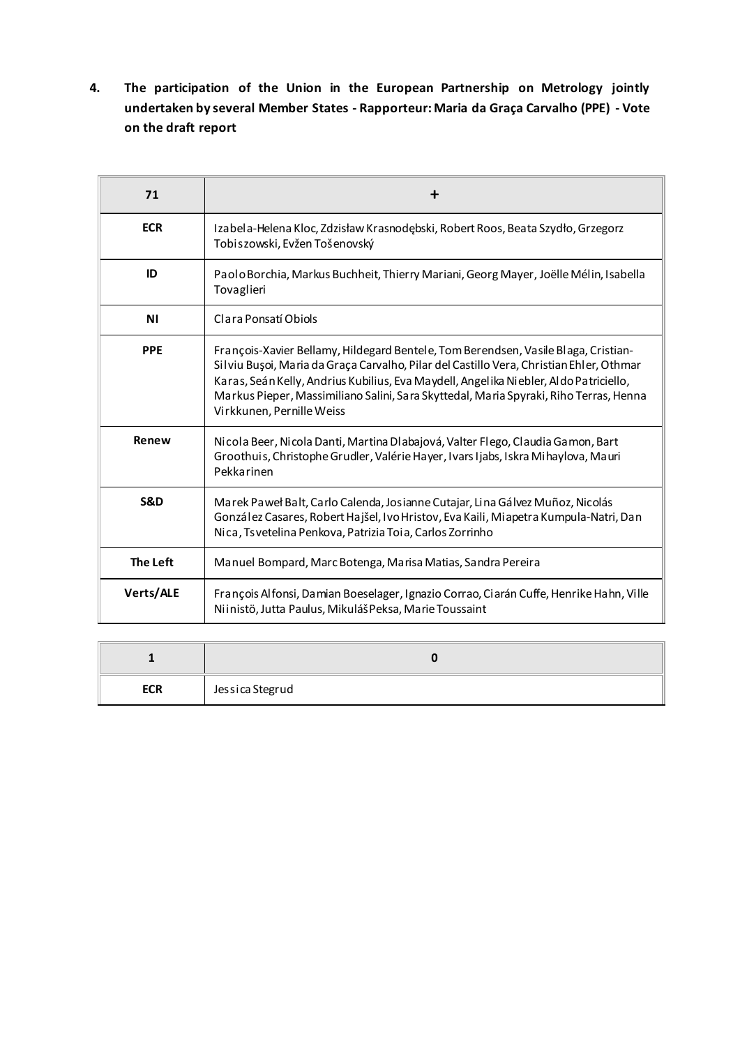**4. The participation of the Union in the European Partnership on Metrology jointly undertaken by several Member States - Rapporteur: Maria da Graça Carvalho (PPE) - Vote on the draft report**

| 71 | + |
|---|---|
| ECR | Izabela-Helena Kloc, Zdzisław Krasnodębski, Robert Roos, Beata Szydło, Grzegorz Tobiszowski, Evžen Tošenovský |
| ID | Paolo Borchia, Markus Buchheit, Thierry Mariani, Georg Mayer, Joëlle Mélin, Isabella Tovaglieri |
| NI | Clara Ponsatí Obiols |
| PPE | François-Xavier Bellamy, Hildegard Bentele, Tom Berendsen, Vasile Blaga, Cristian-Silviu Buşoi, Maria da Graça Carvalho, Pilar del Castillo Vera, Christian Ehler, Othmar Karas, Seán Kelly, Andrius Kubilius, Eva Maydell, Angelika Niebler, Aldo Patriciello, Markus Pieper, Massimiliano Salini, Sara Skyttedal, Maria Spyraki, Riho Terras, Henna Virkkunen, Pernille Weiss |
| Renew | Nicola Beer, Nicola Danti, Martina Dlabajová, Valter Flego, Claudia Gamon, Bart Groothuis, Christophe Grudler, Valérie Hayer, Ivars Ijabs, Iskra Mihaylova, Mauri Pekkarinen |
| S&D | Marek Paweł Balt, Carlo Calenda, Josianne Cutajar, Lina Gálvez Muñoz, Nicolás González Casares, Robert Hajšel, Ivo Hristov, Eva Kaili, Miapetra Kumpula-Natri, Dan Nica, Tsvetelina Penkova, Patrizia Toia, Carlos Zorrinho |
| The Left | Manuel Bompard, Marc Botenga, Marisa Matias, Sandra Pereira |
| Verts/ALE | François Alfonsi, Damian Boeselager, Ignazio Corrao, Ciarán Cuffe, Henrike Hahn, Ville Niinistö, Jutta Paulus, Mikuláš Peksa, Marie Toussaint |

| 1 | 0 |
|---|---|
| ECR | Jessica Stegrud |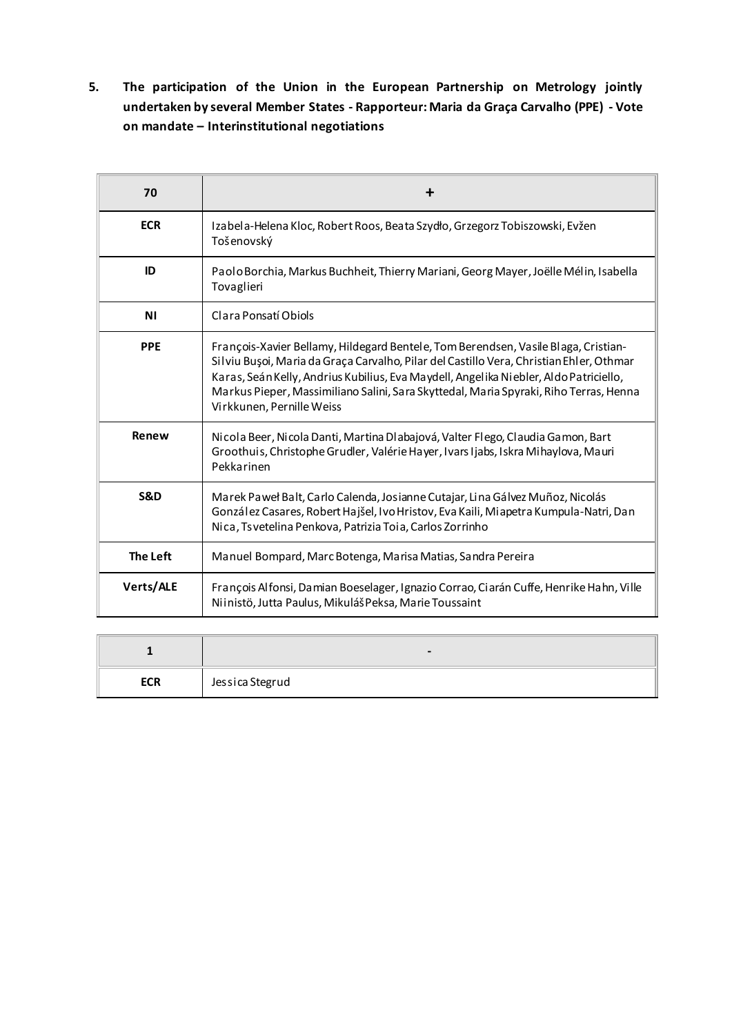**5. The participation of the Union in the European Partnership on Metrology jointly undertaken by several Member States - Rapporteur: Maria da Graça Carvalho (PPE) - Vote on mandate – Interinstitutional negotiations**

| 70 | + |
|---|---|
| ECR | Izabela-Helena Kloc, Robert Roos, Beata Szydło, Grzegorz Tobiszowski, Evžen Tošenovský |
| ID | Paolo Borchia, Markus Buchheit, Thierry Mariani, Georg Mayer, Joëlle Mélin, Isabella Tovaglieri |
| NI | Clara Ponsatí Obiols |
| PPE | François-Xavier Bellamy, Hildegard Bentele, Tom Berendsen, Vasile Blaga, Cristian-Silviu Buşoi, Maria da Graça Carvalho, Pilar del Castillo Vera, Christian Ehler, Othmar Karas, Seán Kelly, Andrius Kubilius, Eva Maydell, Angelika Niebler, Aldo Patriciello, Markus Pieper, Massimiliano Salini, Sara Skyttedal, Maria Spyraki, Riho Terras, Henna Virkkunen, Pernille Weiss |
| Renew | Nicola Beer, Nicola Danti, Martina Dlabajová, Valter Flego, Claudia Gamon, Bart Groothuis, Christophe Grudler, Valérie Hayer, Ivars Ijabs, Iskra Mihaylova, Mauri Pekkarinen |
| S&D | Marek Paweł Balt, Carlo Calenda, Josianne Cutajar, Lina Gálvez Muñoz, Nicolás González Casares, Robert Hajšel, Ivo Hristov, Eva Kaili, Miapetra Kumpula-Natri, Dan Nica, Tsvetelina Penkova, Patrizia Toia, Carlos Zorrinho |
| The Left | Manuel Bompard, Marc Botenga, Marisa Matias, Sandra Pereira |
| Verts/ALE | François Alfonsi, Damian Boeselager, Ignazio Corrao, Ciarán Cuffe, Henrike Hahn, Ville Niinistö, Jutta Paulus, Mikuláš Peksa, Marie Toussaint |

| 1 | - |
|---|---|
| ECR | Jessica Stegrud |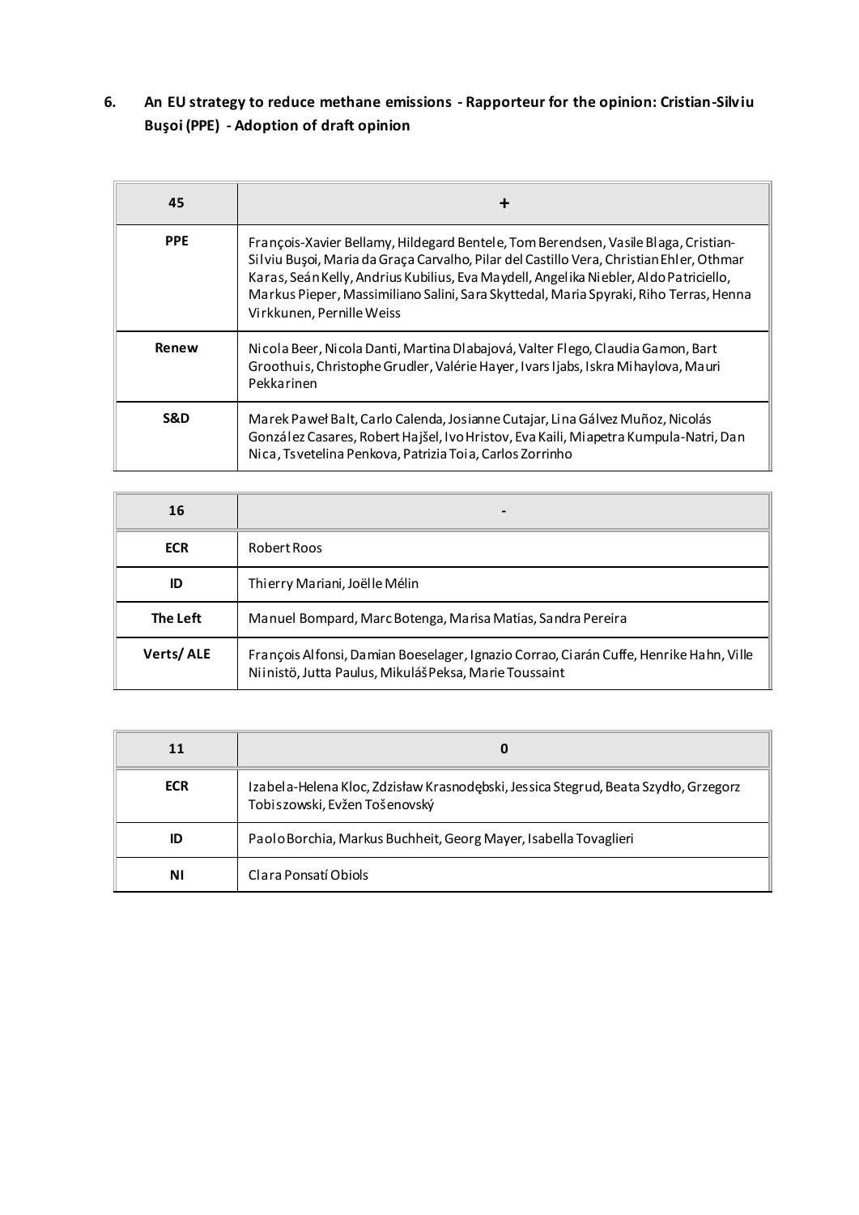**6. An EU strategy to reduce methane emissions - Rapporteur for the opinion: Cristian-Silviu Buşoi (PPE) - Adoption of draft opinion**

| 45 | + |
|---|---|
| PPE | François-Xavier Bellamy, Hildegard Bentele, Tom Berendsen, Vasile Blaga, Cristian-Silviu Buşoi, Maria da Graça Carvalho, Pilar del Castillo Vera, Christian Ehler, Othmar Karas, Seán Kelly, Andrius Kubilius, Eva Maydell, Angelika Niebler, Aldo Patriciello, Markus Pieper, Massimiliano Salini, Sara Skyttedal, Maria Spyraki, Riho Terras, Henna Virkkunen, Pernille Weiss |
| Renew | Nicola Beer, Nicola Danti, Martina Dlabajová, Valter Flego, Claudia Gamon, Bart Groothuis, Christophe Grudler, Valérie Hayer, Ivars Ijabs, Iskra Mihaylova, Mauri Pekkarinen |
| S&D | Marek Paweł Balt, Carlo Calenda, Josianne Cutajar, Lina Gálvez Muñoz, Nicolás González Casares, Robert Hajšel, Ivo Hristov, Eva Kaili, Miapetra Kumpula-Natri, Dan Nica, Tsvetelina Penkova, Patrizia Toia, Carlos Zorrinho |

| 16 | - |
|---|---|
| ECR | Robert Roos |
| ID | Thierry Mariani, Joëlle Mélin |
| The Left | Manuel Bompard, Marc Botenga, Marisa Matias, Sandra Pereira |
| Verts/ ALE | François Alfonsi, Damian Boeselager, Ignazio Corrao, Ciarán Cuffe, Henrike Hahn, Ville Niinistö, Jutta Paulus, Mikuláš Peksa, Marie Toussaint |

| 11 | 0 |
|---|---|
| ECR | Izabela-Helena Kloc, Zdzisław Krasnodębski, Jessica Stegrud, Beata Szydło, Grzegorz Tobiszowski, Evžen Tošenovský |
| ID | Paolo Borchia, Markus Buchheit, Georg Mayer, Isabella Tovaglieri |
| NI | Clara Ponsatí Obiols |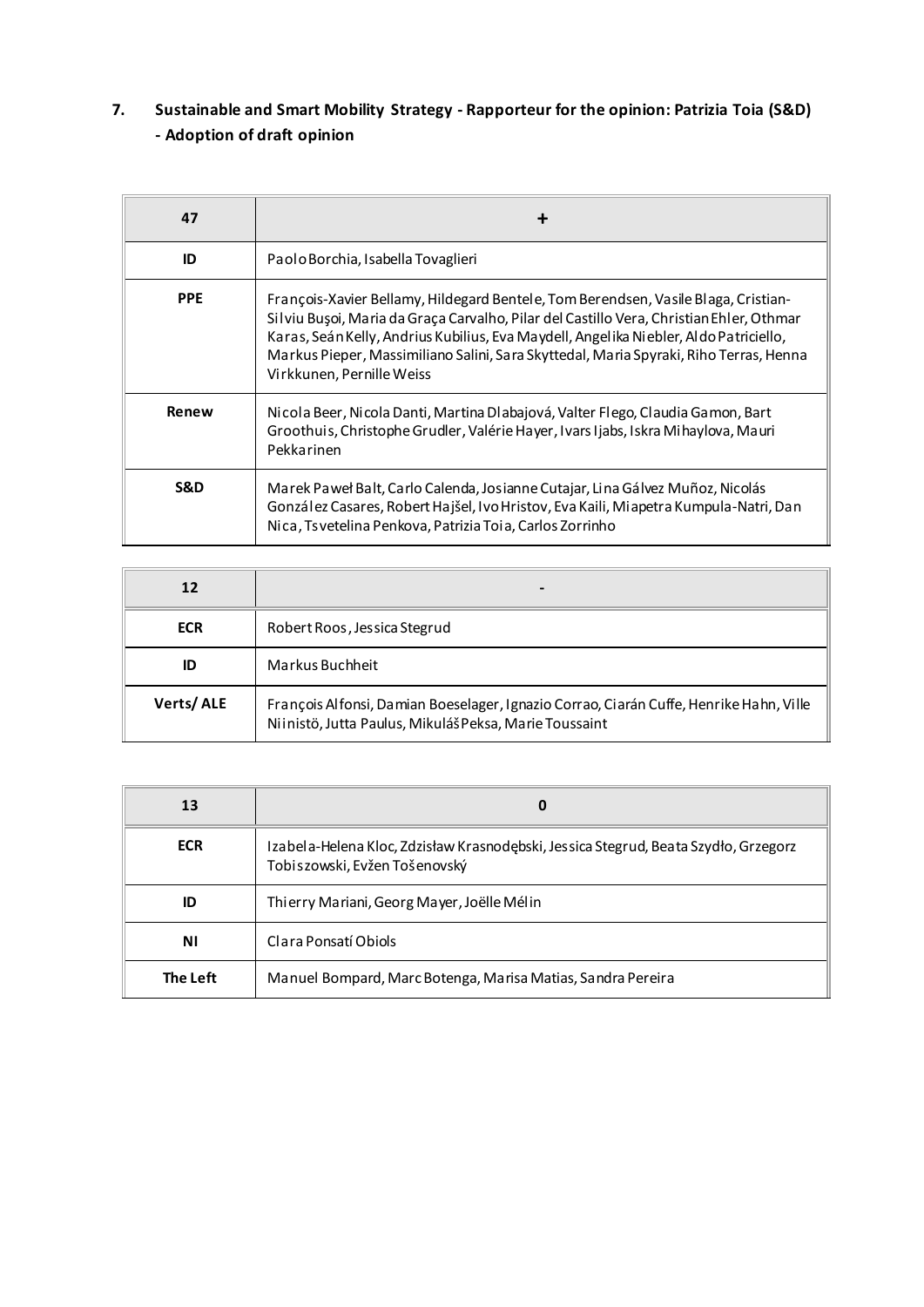## 7. Sustainable and Smart Mobility Strategy - Rapporteur for the opinion: Patrizia Toia (S&D) - Adoption of draft opinion

| 47 | + |
|---|---|
| ID | Paolo Borchia, Isabella Tovaglieri |
| PPE | François-Xavier Bellamy, Hildegard Bentele, Tom Berendsen, Vasile Blaga, Cristian-Silviu Buşoi, Maria da Graça Carvalho, Pilar del Castillo Vera, Christian Ehler, Othmar Karas, Seán Kelly, Andrius Kubilius, Eva Maydell, Angelika Niebler, Aldo Patriciello, Markus Pieper, Massimiliano Salini, Sara Skyttedal, Maria Spyraki, Riho Terras, Henna Virkkunen, Pernille Weiss |
| Renew | Nicola Beer, Nicola Danti, Martina Dlabajová, Valter Flego, Claudia Gamon, Bart Groothuis, Christophe Grudler, Valérie Hayer, Ivars Ijabs, Iskra Mihaylova, Mauri Pekkarinen |
| S&D | Marek Paweł Balt, Carlo Calenda, Josianne Cutajar, Lina Gálvez Muñoz, Nicolás González Casares, Robert Hajšel, Ivo Hristov, Eva Kaili, Miapetra Kumpula-Natri, Dan Nica, Tsvetelina Penkova, Patrizia Toia, Carlos Zorrinho |

| 12 | - |
|---|---|
| ECR | Robert Roos, Jessica Stegrud |
| ID | Markus Buchheit |
| Verts/ALE | François Alfonsi, Damian Boeselager, Ignazio Corrao, Ciarán Cuffe, Henrike Hahn, Ville Niinistö, Jutta Paulus, Mikuláš Peksa, Marie Toussaint |

| 13 | 0 |
|---|---|
| ECR | Izabela-Helena Kloc, Zdzisław Krasnodębski, Jessica Stegrud, Beata Szydło, Grzegorz Tobiszowski, Evžen Tošenovský |
| ID | Thierry Mariani, Georg Mayer, Joëlle Mélin |
| NI | Clara Ponsatí Obiols |
| The Left | Manuel Bompard, Marc Botenga, Marisa Matias, Sandra Pereira |